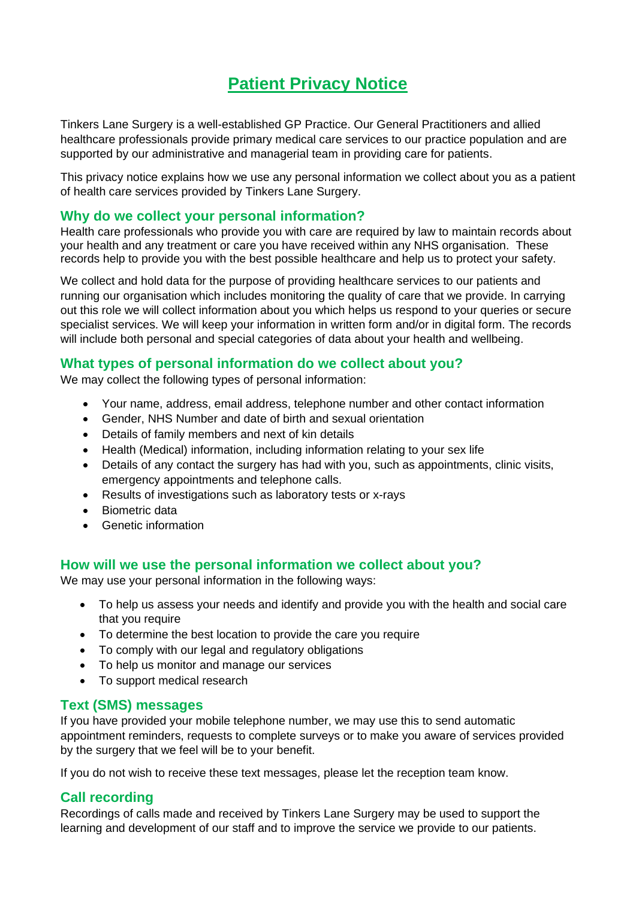# Patient Privacy Notice

Tinkers Lane Surgery is a well-established GP Practice. Our General Practitioners and allied healthcare professionals provide primary medical care services to our practice population and are supported by our administrative and managerial team in providing care for patients.

This privacy notice explains how we use any personal information we collect about you as a patient of health care services provided by Tinkers Lane Surgery.

## Why do we collect your personal information?

Health care professionals who provide you with care are required by law to maintain records about your health and any treatment or care you have received within any NHS organisation. These records help to provide you with the best possible healthcare and help us to protect your safety.

We collect and hold data for the purpose of providing healthcare services to our patients and running our organisation which includes monitoring the quality of care that we provide. In carrying out this role we will collect information about you which helps us respond to your queries or secure specialist services. We will keep your information in written form and/or in digital form. The records will include both personal and special categories of data about your health and wellbeing.

## What types of personal information do we collect about you?

We may collect the following types of personal information:

- Your name, address, email address, telephone number and other contact information
- Gender, NHS Number and date of birth and sexual orientation
- Details of family members and next of kin details
- Health (Medical) information, including information relating to your sex life
- Details of any contact the surgery has had with you, such as appointments, clinic visits, emergency appointments and telephone calls.
- Results of investigations such as laboratory tests or x-rays
- Biometric data
- Genetic information

## How will we use the personal information we collect about you?

We may use your personal information in the following ways:

- To help us assess your needs and identify and provide you with the health and social care that you require
- To determine the best location to provide the care you require
- To comply with our legal and regulatory obligations
- To help us monitor and manage our services
- To support medical research

## Text (SMS) messages

If you have provided your mobile telephone number, we may use this to send automatic appointment reminders, requests to complete surveys or to make you aware of services provided by the surgery that we feel will be to your benefit.

If you do not wish to receive these text messages, please let the reception team know.

## Call recording

Recordings of calls made and received by Tinkers Lane Surgery may be used to support the learning and development of our staff and to improve the service we provide to our patients.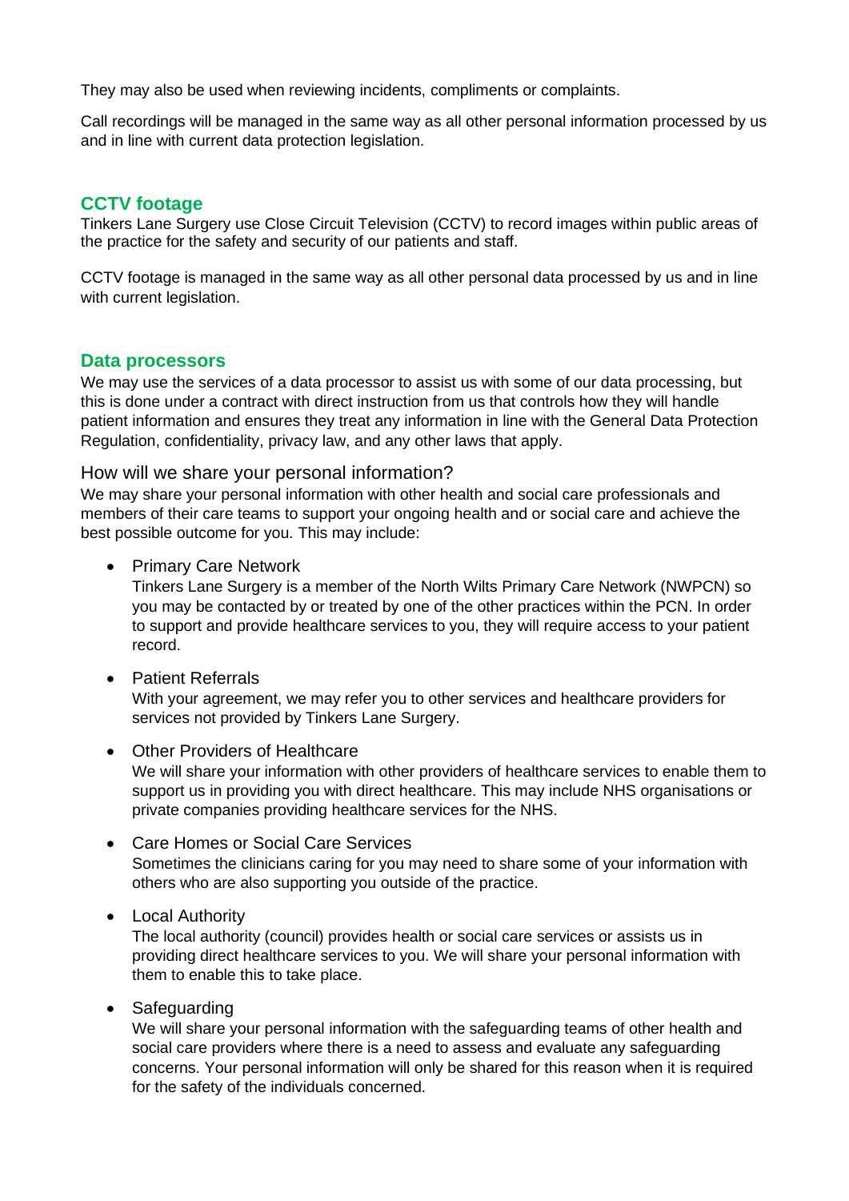They may also be used when reviewing incidents, compliments or complaints.

Call recordings will be managed in the same way as all other personal information processed by us and in line with current data protection legislation.

## CCTV footage

Tinkers Lane Surgery use Close Circuit Television (CCTV) to record images within public areas of the practice for the safety and security of our patients and staff.

CCTV footage is managed in the same way as all other personal data processed by us and in line with current legislation.

## Data processors

We may use the services of a data processor to assist us with some of our data processing, but this is done under a contract with direct instruction from us that controls how they will handle patient information and ensures they treat any information in line with the General Data Protection Regulation, confidentiality, privacy law, and any other laws that apply.

### How will we share your personal information?

We may share your personal information with other health and social care professionals and members of their care teams to support your ongoing health and or social care and achieve the best possible outcome for you. This may include:

- Primary Care Network
  Tinkers Lane Surgery is a member of the North Wilts Primary Care Network (NWPCN) so you may be contacted by or treated by one of the other practices within the PCN. In order to support and provide healthcare services to you, they will require access to your patient record.

- Patient Referrals
  With your agreement, we may refer you to other services and healthcare providers for services not provided by Tinkers Lane Surgery.

- Other Providers of Healthcare
  We will share your information with other providers of healthcare services to enable them to support us in providing you with direct healthcare. This may include NHS organisations or private companies providing healthcare services for the NHS.

- Care Homes or Social Care Services
  Sometimes the clinicians caring for you may need to share some of your information with others who are also supporting you outside of the practice.

- Local Authority
  The local authority (council) provides health or social care services or assists us in providing direct healthcare services to you. We will share your personal information with them to enable this to take place.

- Safeguarding
  We will share your personal information with the safeguarding teams of other health and social care providers where there is a need to assess and evaluate any safeguarding concerns. Your personal information will only be shared for this reason when it is required for the safety of the individuals concerned.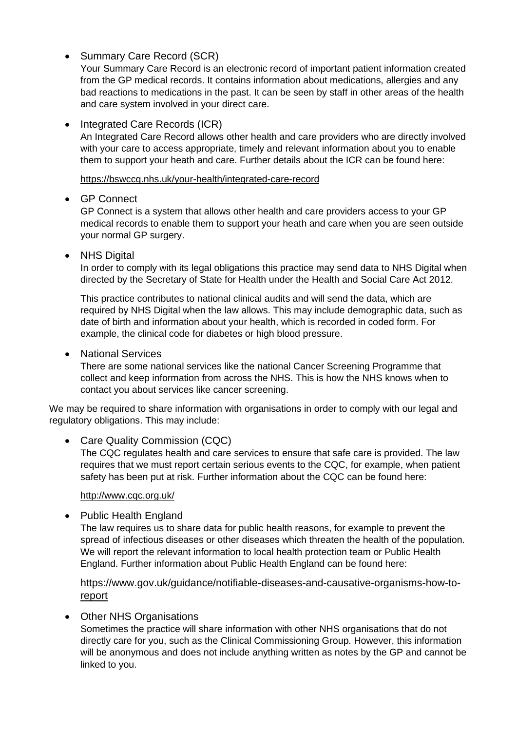- Summary Care Record (SCR)
  Your Summary Care Record is an electronic record of important patient information created from the GP medical records. It contains information about medications, allergies and any bad reactions to medications in the past. It can be seen by staff in other areas of the health and care system involved in your direct care.

- Integrated Care Records (ICR)
  An Integrated Care Record allows other health and care providers who are directly involved with your care to access appropriate, timely and relevant information about you to enable them to support your heath and care. Further details about the ICR can be found here:

  https://bswccg.nhs.uk/your-health/integrated-care-record

- GP Connect
  GP Connect is a system that allows other health and care providers access to your GP medical records to enable them to support your heath and care when you are seen outside your normal GP surgery.

- NHS Digital
  In order to comply with its legal obligations this practice may send data to NHS Digital when directed by the Secretary of State for Health under the Health and Social Care Act 2012.

  This practice contributes to national clinical audits and will send the data, which are required by NHS Digital when the law allows. This may include demographic data, such as date of birth and information about your health, which is recorded in coded form. For example, the clinical code for diabetes or high blood pressure.

- National Services
  There are some national services like the national Cancer Screening Programme that collect and keep information from across the NHS. This is how the NHS knows when to contact you about services like cancer screening.

We may be required to share information with organisations in order to comply with our legal and regulatory obligations. This may include:

- Care Quality Commission (CQC)
  The CQC regulates health and care services to ensure that safe care is provided. The law requires that we must report certain serious events to the CQC, for example, when patient safety has been put at risk. Further information about the CQC can be found here:

  http://www.cqc.org.uk/

- Public Health England
  The law requires us to share data for public health reasons, for example to prevent the spread of infectious diseases or other diseases which threaten the health of the population. We will report the relevant information to local health protection team or Public Health England. Further information about Public Health England can be found here:

  https://www.gov.uk/guidance/notifiable-diseases-and-causative-organisms-how-to-report

- Other NHS Organisations
  Sometimes the practice will share information with other NHS organisations that do not directly care for you, such as the Clinical Commissioning Group. However, this information will be anonymous and does not include anything written as notes by the GP and cannot be linked to you.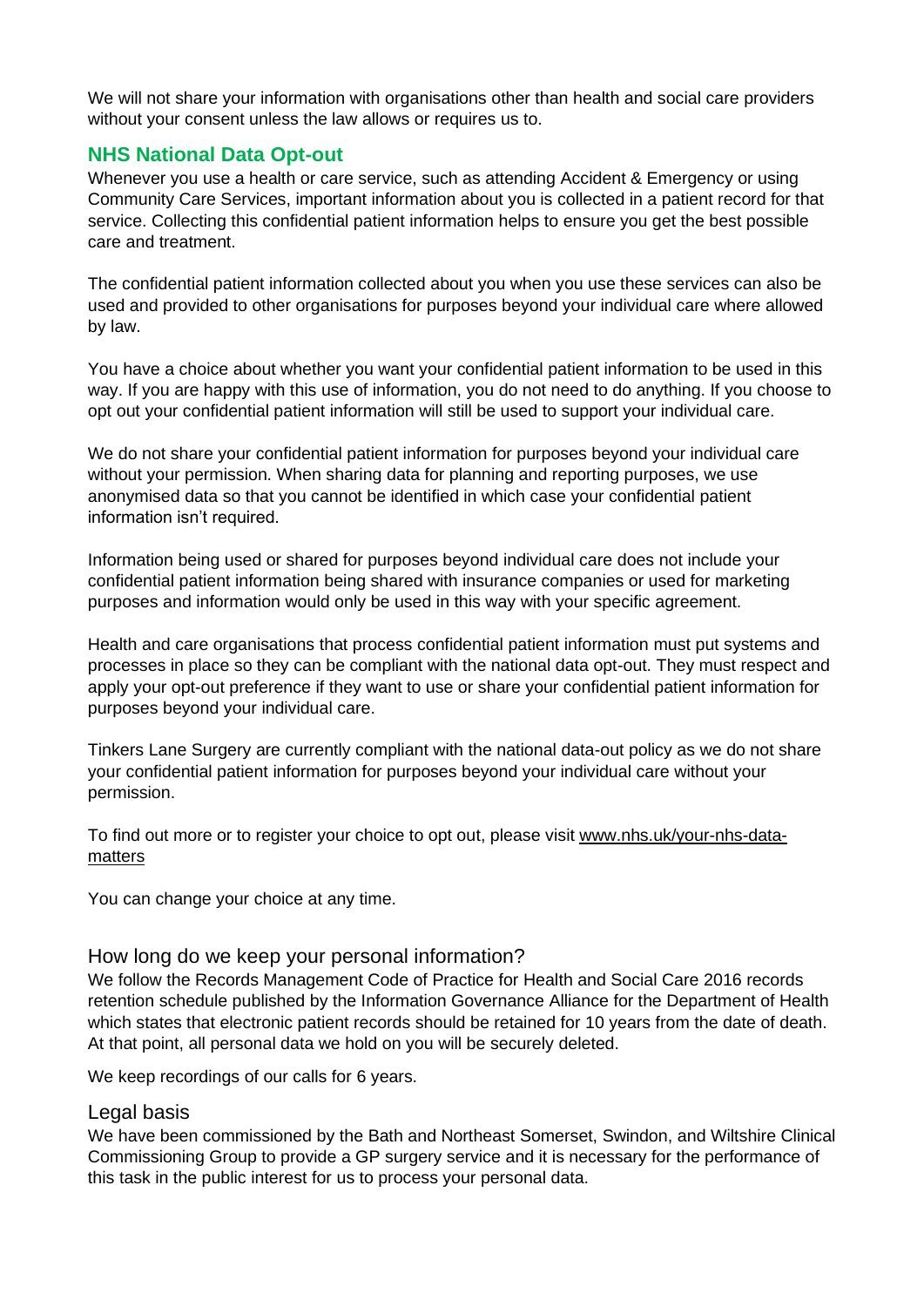We will not share your information with organisations other than health and social care providers without your consent unless the law allows or requires us to.

## NHS National Data Opt-out

Whenever you use a health or care service, such as attending Accident & Emergency or using Community Care Services, important information about you is collected in a patient record for that service. Collecting this confidential patient information helps to ensure you get the best possible care and treatment.

The confidential patient information collected about you when you use these services can also be used and provided to other organisations for purposes beyond your individual care where allowed by law.

You have a choice about whether you want your confidential patient information to be used in this way. If you are happy with this use of information, you do not need to do anything. If you choose to opt out your confidential patient information will still be used to support your individual care.

We do not share your confidential patient information for purposes beyond your individual care without your permission. When sharing data for planning and reporting purposes, we use anonymised data so that you cannot be identified in which case your confidential patient information isn't required.

Information being used or shared for purposes beyond individual care does not include your confidential patient information being shared with insurance companies or used for marketing purposes and information would only be used in this way with your specific agreement.

Health and care organisations that process confidential patient information must put systems and processes in place so they can be compliant with the national data opt-out. They must respect and apply your opt-out preference if they want to use or share your confidential patient information for purposes beyond your individual care.

Tinkers Lane Surgery are currently compliant with the national data-out policy as we do not share your confidential patient information for purposes beyond your individual care without your permission.

To find out more or to register your choice to opt out, please visit www.nhs.uk/your-nhs-data-matters

You can change your choice at any time.

## How long do we keep your personal information?

We follow the Records Management Code of Practice for Health and Social Care 2016 records retention schedule published by the Information Governance Alliance for the Department of Health which states that electronic patient records should be retained for 10 years from the date of death. At that point, all personal data we hold on you will be securely deleted.

We keep recordings of our calls for 6 years.

## Legal basis

We have been commissioned by the Bath and Northeast Somerset, Swindon, and Wiltshire Clinical Commissioning Group to provide a GP surgery service and it is necessary for the performance of this task in the public interest for us to process your personal data.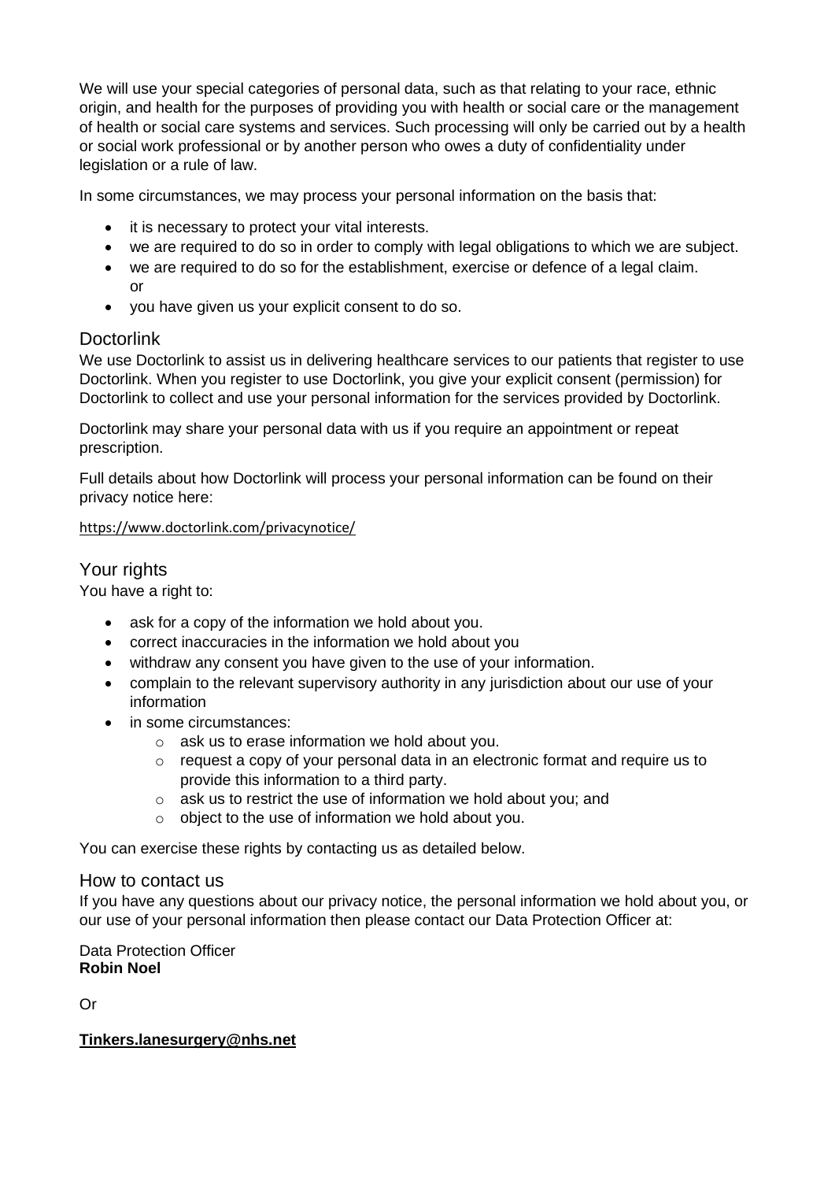We will use your special categories of personal data, such as that relating to your race, ethnic origin, and health for the purposes of providing you with health or social care or the management of health or social care systems and services. Such processing will only be carried out by a health or social work professional or by another person who owes a duty of confidentiality under legislation or a rule of law.

In some circumstances, we may process your personal information on the basis that:

- it is necessary to protect your vital interests.
- we are required to do so in order to comply with legal obligations to which we are subject.
- we are required to do so for the establishment, exercise or defence of a legal claim. or
- you have given us your explicit consent to do so.

## Doctorlink

We use Doctorlink to assist us in delivering healthcare services to our patients that register to use Doctorlink. When you register to use Doctorlink, you give your explicit consent (permission) for Doctorlink to collect and use your personal information for the services provided by Doctorlink.

Doctorlink may share your personal data with us if you require an appointment or repeat prescription.

Full details about how Doctorlink will process your personal information can be found on their privacy notice here:

https://www.doctorlink.com/privacynotice/

## Your rights

You have a right to:

- ask for a copy of the information we hold about you.
- correct inaccuracies in the information we hold about you
- withdraw any consent you have given to the use of your information.
- complain to the relevant supervisory authority in any jurisdiction about our use of your information
- in some circumstances:
  - ask us to erase information we hold about you.
  - request a copy of your personal data in an electronic format and require us to provide this information to a third party.
  - ask us to restrict the use of information we hold about you; and
  - object to the use of information we hold about you.

You can exercise these rights by contacting us as detailed below.

## How to contact us

If you have any questions about our privacy notice, the personal information we hold about you, or our use of your personal information then please contact our Data Protection Officer at:

Data Protection Officer
**Robin Noel**

Or

**Tinkers.lanesurgery@nhs.net**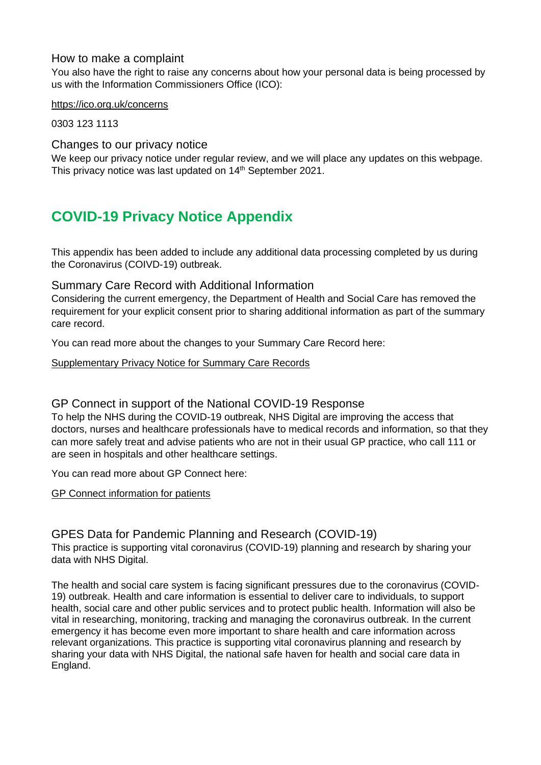### How to make a complaint

You also have the right to raise any concerns about how your personal data is being processed by us with the Information Commissioners Office (ICO):

https://ico.org.uk/concerns

0303 123 1113

### Changes to our privacy notice

We keep our privacy notice under regular review, and we will place any updates on this webpage. This privacy notice was last updated on 14th September 2021.

## COVID-19 Privacy Notice Appendix

This appendix has been added to include any additional data processing completed by us during the Coronavirus (COIVD-19) outbreak.

### Summary Care Record with Additional Information

Considering the current emergency, the Department of Health and Social Care has removed the requirement for your explicit consent prior to sharing additional information as part of the summary care record.

You can read more about the changes to your Summary Care Record here:

Supplementary Privacy Notice for Summary Care Records

### GP Connect in support of the National COVID-19 Response

To help the NHS during the COVID-19 outbreak, NHS Digital are improving the access that doctors, nurses and healthcare professionals have to medical records and information, so that they can more safely treat and advise patients who are not in their usual GP practice, who call 111 or are seen in hospitals and other healthcare settings.

You can read more about GP Connect here:

GP Connect information for patients

### GPES Data for Pandemic Planning and Research (COVID-19)

This practice is supporting vital coronavirus (COVID-19) planning and research by sharing your data with NHS Digital.

The health and social care system is facing significant pressures due to the coronavirus (COVID-19) outbreak. Health and care information is essential to deliver care to individuals, to support health, social care and other public services and to protect public health. Information will also be vital in researching, monitoring, tracking and managing the coronavirus outbreak. In the current emergency it has become even more important to share health and care information across relevant organizations. This practice is supporting vital coronavirus planning and research by sharing your data with NHS Digital, the national safe haven for health and social care data in England.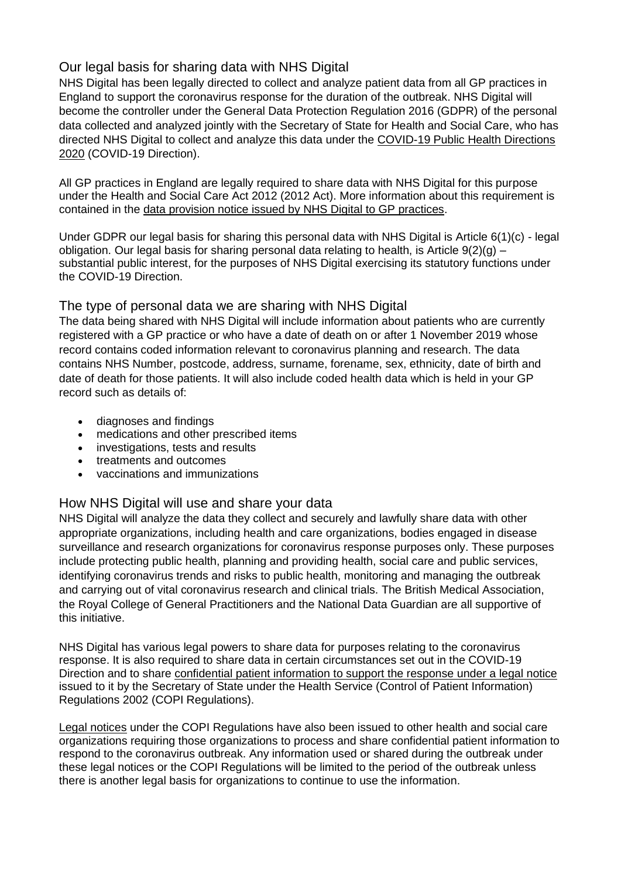## Our legal basis for sharing data with NHS Digital

NHS Digital has been legally directed to collect and analyze patient data from all GP practices in England to support the coronavirus response for the duration of the outbreak. NHS Digital will become the controller under the General Data Protection Regulation 2016 (GDPR) of the personal data collected and analyzed jointly with the Secretary of State for Health and Social Care, who has directed NHS Digital to collect and analyze this data under the COVID-19 Public Health Directions 2020 (COVID-19 Direction).

All GP practices in England are legally required to share data with NHS Digital for this purpose under the Health and Social Care Act 2012 (2012 Act). More information about this requirement is contained in the data provision notice issued by NHS Digital to GP practices.

Under GDPR our legal basis for sharing this personal data with NHS Digital is Article 6(1)(c) - legal obligation. Our legal basis for sharing personal data relating to health, is Article 9(2)(g) – substantial public interest, for the purposes of NHS Digital exercising its statutory functions under the COVID-19 Direction.

## The type of personal data we are sharing with NHS Digital

The data being shared with NHS Digital will include information about patients who are currently registered with a GP practice or who have a date of death on or after 1 November 2019 whose record contains coded information relevant to coronavirus planning and research. The data contains NHS Number, postcode, address, surname, forename, sex, ethnicity, date of birth and date of death for those patients. It will also include coded health data which is held in your GP record such as details of:

- diagnoses and findings
- medications and other prescribed items
- investigations, tests and results
- treatments and outcomes
- vaccinations and immunizations

## How NHS Digital will use and share your data

NHS Digital will analyze the data they collect and securely and lawfully share data with other appropriate organizations, including health and care organizations, bodies engaged in disease surveillance and research organizations for coronavirus response purposes only. These purposes include protecting public health, planning and providing health, social care and public services, identifying coronavirus trends and risks to public health, monitoring and managing the outbreak and carrying out of vital coronavirus research and clinical trials. The British Medical Association, the Royal College of General Practitioners and the National Data Guardian are all supportive of this initiative.

NHS Digital has various legal powers to share data for purposes relating to the coronavirus response. It is also required to share data in certain circumstances set out in the COVID-19 Direction and to share confidential patient information to support the response under a legal notice issued to it by the Secretary of State under the Health Service (Control of Patient Information) Regulations 2002 (COPI Regulations).

Legal notices under the COPI Regulations have also been issued to other health and social care organizations requiring those organizations to process and share confidential patient information to respond to the coronavirus outbreak. Any information used or shared during the outbreak under these legal notices or the COPI Regulations will be limited to the period of the outbreak unless there is another legal basis for organizations to continue to use the information.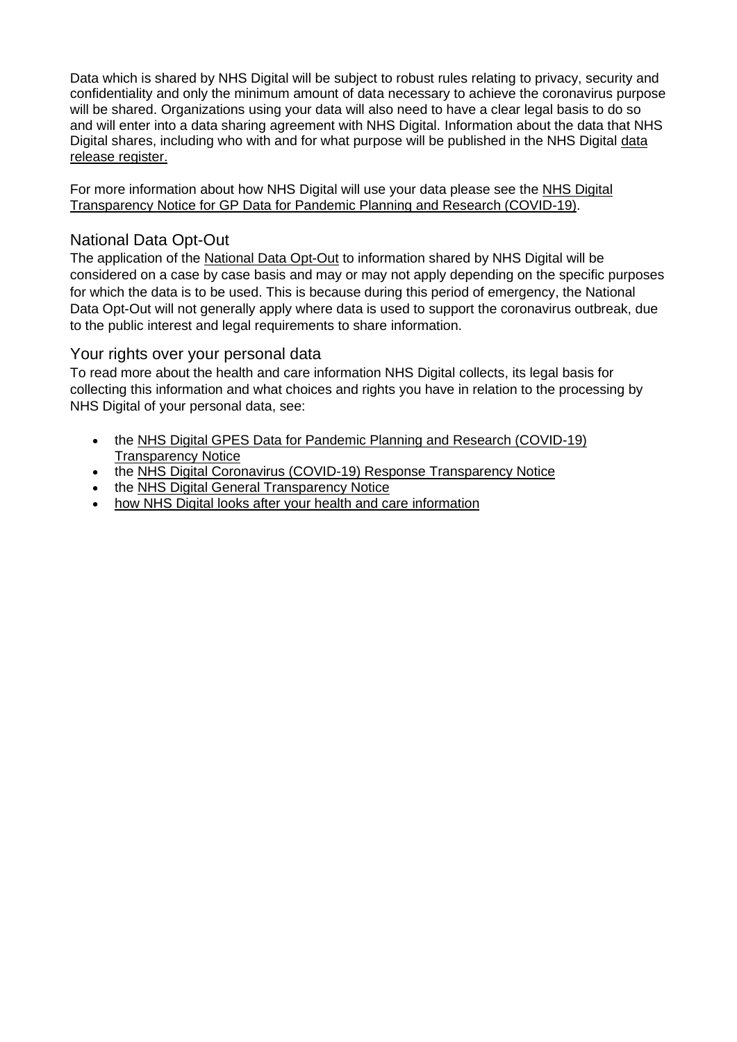Data which is shared by NHS Digital will be subject to robust rules relating to privacy, security and confidentiality and only the minimum amount of data necessary to achieve the coronavirus purpose will be shared. Organizations using your data will also need to have a clear legal basis to do so and will enter into a data sharing agreement with NHS Digital. Information about the data that NHS Digital shares, including who with and for what purpose will be published in the NHS Digital data release register.

For more information about how NHS Digital will use your data please see the NHS Digital Transparency Notice for GP Data for Pandemic Planning and Research (COVID-19).

## National Data Opt-Out

The application of the National Data Opt-Out to information shared by NHS Digital will be considered on a case by case basis and may or may not apply depending on the specific purposes for which the data is to be used. This is because during this period of emergency, the National Data Opt-Out will not generally apply where data is used to support the coronavirus outbreak, due to the public interest and legal requirements to share information.

## Your rights over your personal data

To read more about the health and care information NHS Digital collects, its legal basis for collecting this information and what choices and rights you have in relation to the processing by NHS Digital of your personal data, see:

- the NHS Digital GPES Data for Pandemic Planning and Research (COVID-19) Transparency Notice
- the NHS Digital Coronavirus (COVID-19) Response Transparency Notice
- the NHS Digital General Transparency Notice
- how NHS Digital looks after your health and care information